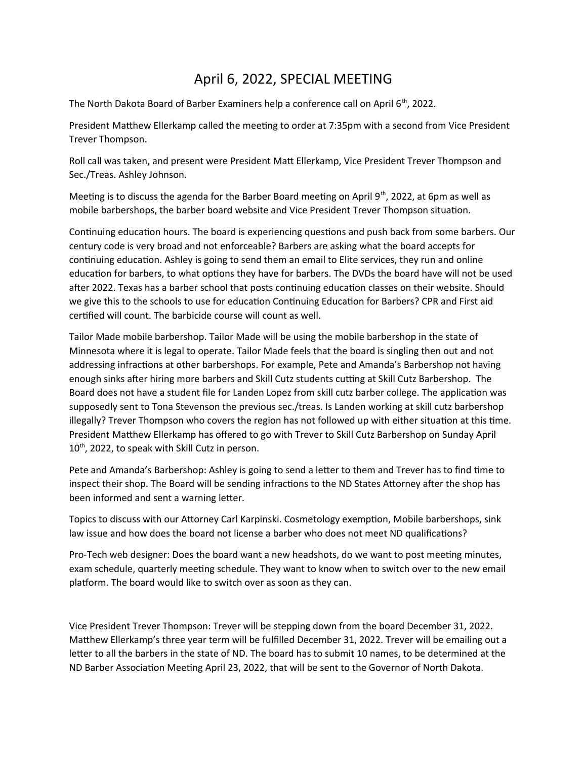# April 6, 2022, SPECIAL MEETING

The North Dakota Board of Barber Examiners help a conference call on April 6th, 2022.

President Matthew Ellerkamp called the meeting to order at 7:35pm with a second from Vice President Trever Thompson.

Roll call was taken, and present were President Matt Ellerkamp, Vice President Trever Thompson and Sec./Treas. Ashley Johnson.

Meeting is to discuss the agenda for the Barber Board meeting on April 9th, 2022, at 6pm as well as mobile barbershops, the barber board website and Vice President Trever Thompson situation.

Continuing education hours. The board is experiencing questions and push back from some barbers. Our century code is very broad and not enforceable? Barbers are asking what the board accepts for continuing education. Ashley is going to send them an email to Elite services, they run and online education for barbers, to what options they have for barbers. The DVDs the board have will not be used after 2022. Texas has a barber school that posts continuing education classes on their website. Should we give this to the schools to use for education Continuing Education for Barbers? CPR and First aid certified will count. The barbicide course will count as well.

Tailor Made mobile barbershop. Tailor Made will be using the mobile barbershop in the state of Minnesota where it is legal to operate. Tailor Made feels that the board is singling then out and not addressing infractions at other barbershops. For example, Pete and Amanda's Barbershop not having enough sinks after hiring more barbers and Skill Cutz students cutting at Skill Cutz Barbershop. The Board does not have a student file for Landen Lopez from skill cutz barber college. The application was supposedly sent to Tona Stevenson the previous sec./treas. Is Landen working at skill cutz barbershop illegally? Trever Thompson who covers the region has not followed up with either situation at this time. President Matthew Ellerkamp has offered to go with Trever to Skill Cutz Barbershop on Sunday April 10th, 2022, to speak with Skill Cutz in person.

Pete and Amanda's Barbershop: Ashley is going to send a letter to them and Trever has to find time to inspect their shop. The Board will be sending infractions to the ND States Attorney after the shop has been informed and sent a warning letter.

Topics to discuss with our Attorney Carl Karpinski. Cosmetology exemption, Mobile barbershops, sink law issue and how does the board not license a barber who does not meet ND qualifications?

Pro-Tech web designer: Does the board want a new headshots, do we want to post meeting minutes, exam schedule, quarterly meeting schedule. They want to know when to switch over to the new email platform. The board would like to switch over as soon as they can.

Vice President Trever Thompson: Trever will be stepping down from the board December 31, 2022. Matthew Ellerkamp's three year term will be fulfilled December 31, 2022. Trever will be emailing out a letter to all the barbers in the state of ND. The board has to submit 10 names, to be determined at the ND Barber Association Meeting April 23, 2022, that will be sent to the Governor of North Dakota.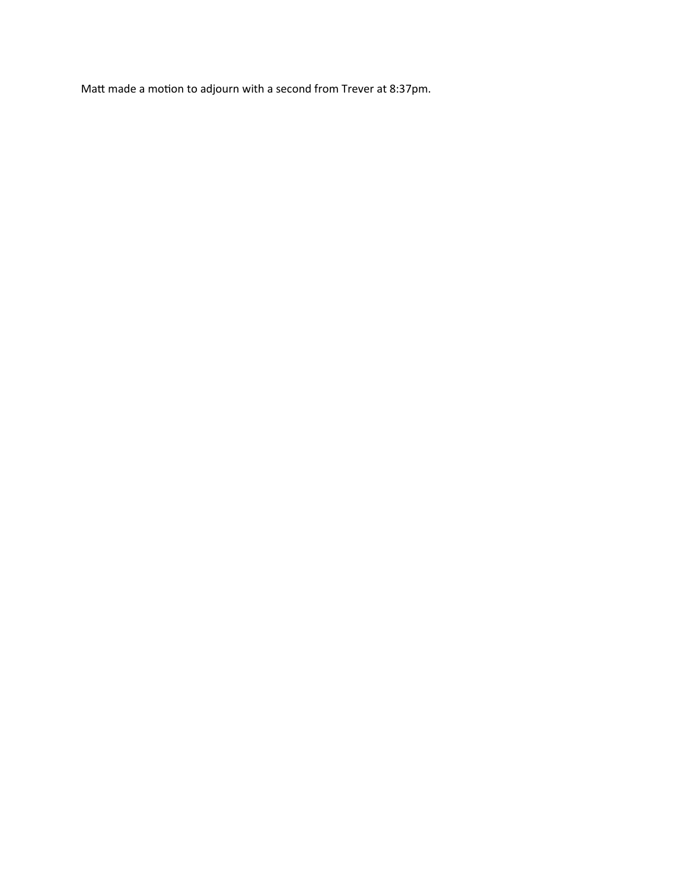Matt made a motion to adjourn with a second from Trever at 8:37pm.